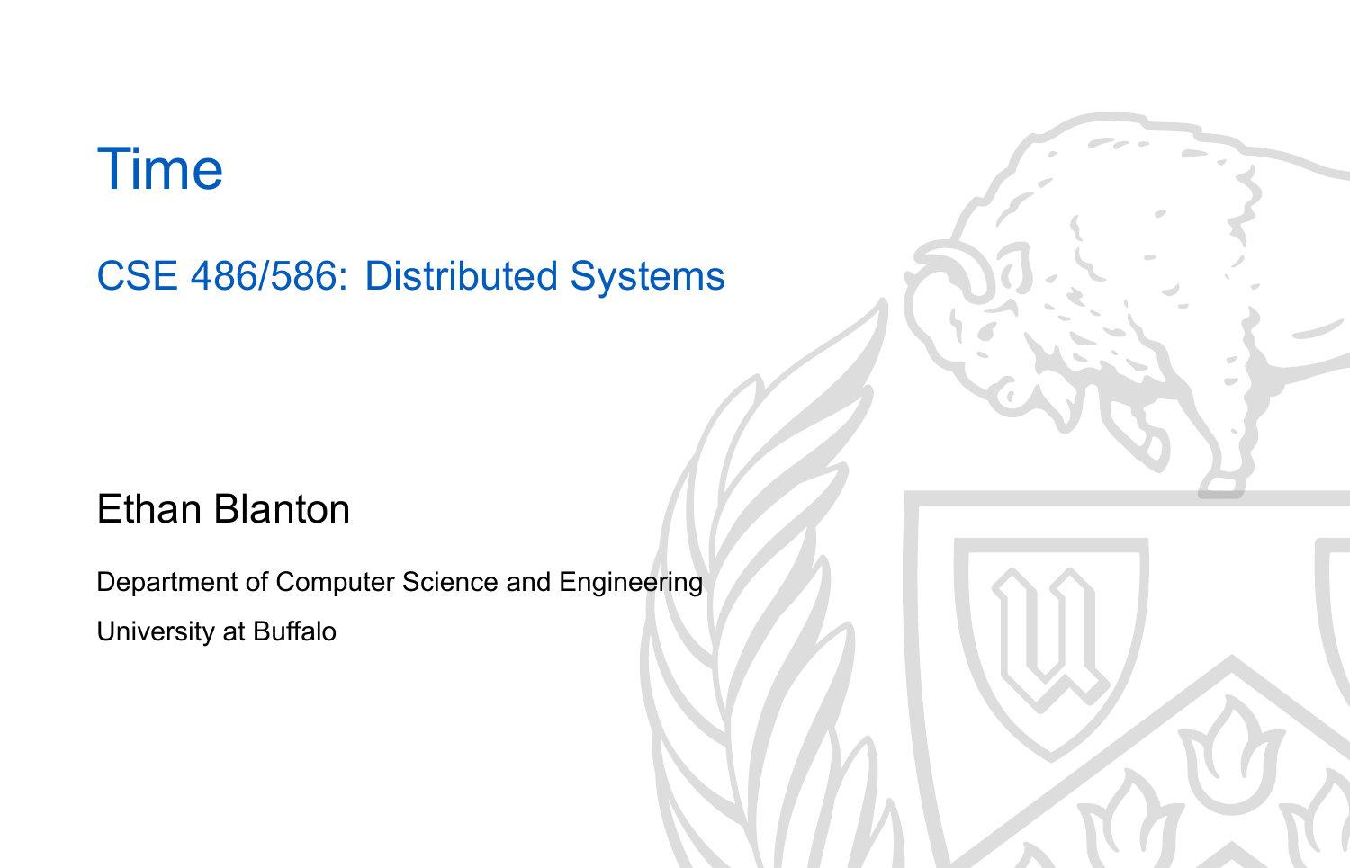# Time

## CSE 486/586: Distributed Systems

Ethan Blanton

Department of Computer Science and Engineering

University at Buffalo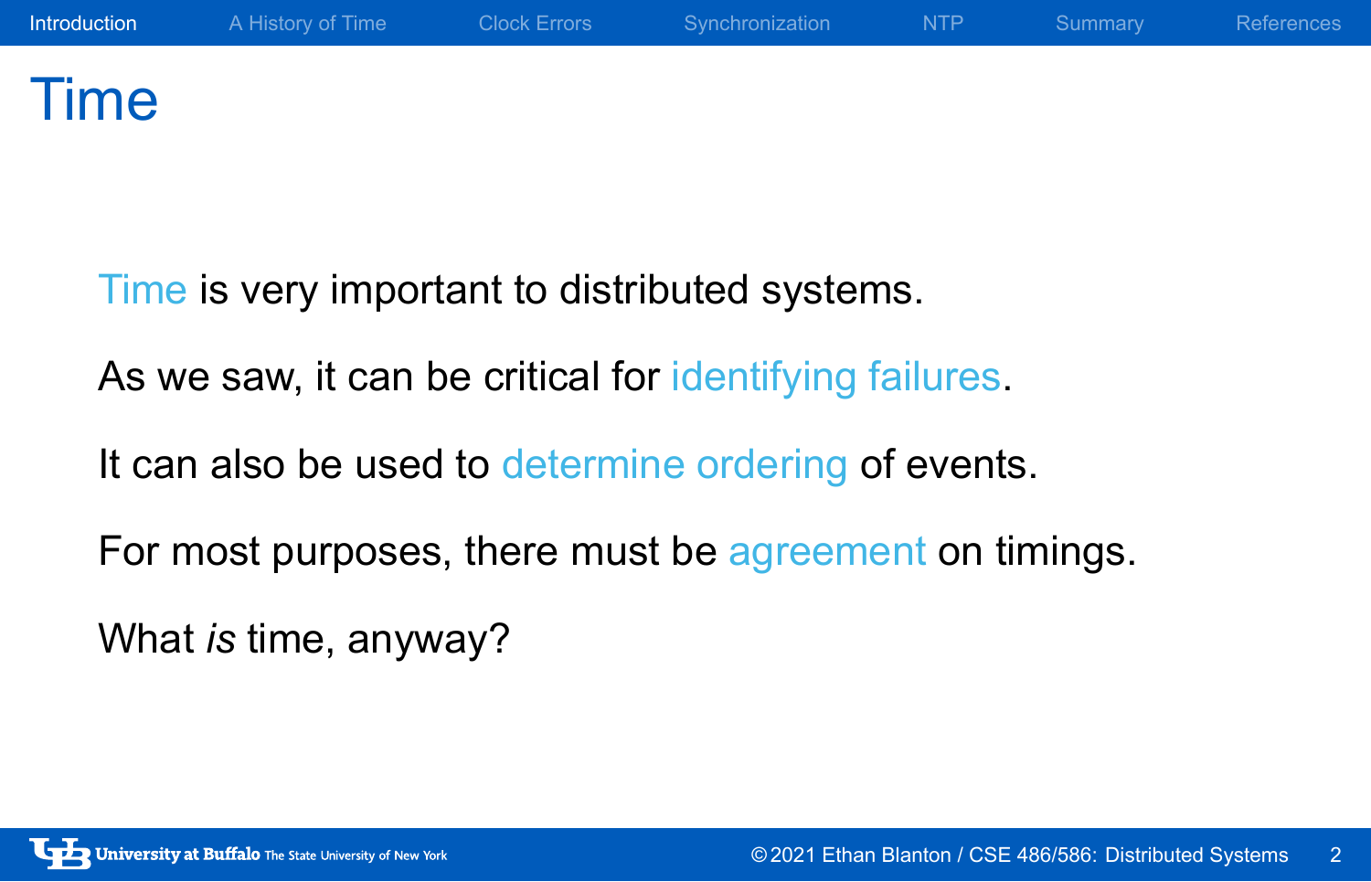# Time

Time is very important to distributed systems.

As we saw, it can be critical for identifying failures.

It can also be used to determine ordering of events.

For most purposes, there must be agreement on timings.

What *is* time, anyway?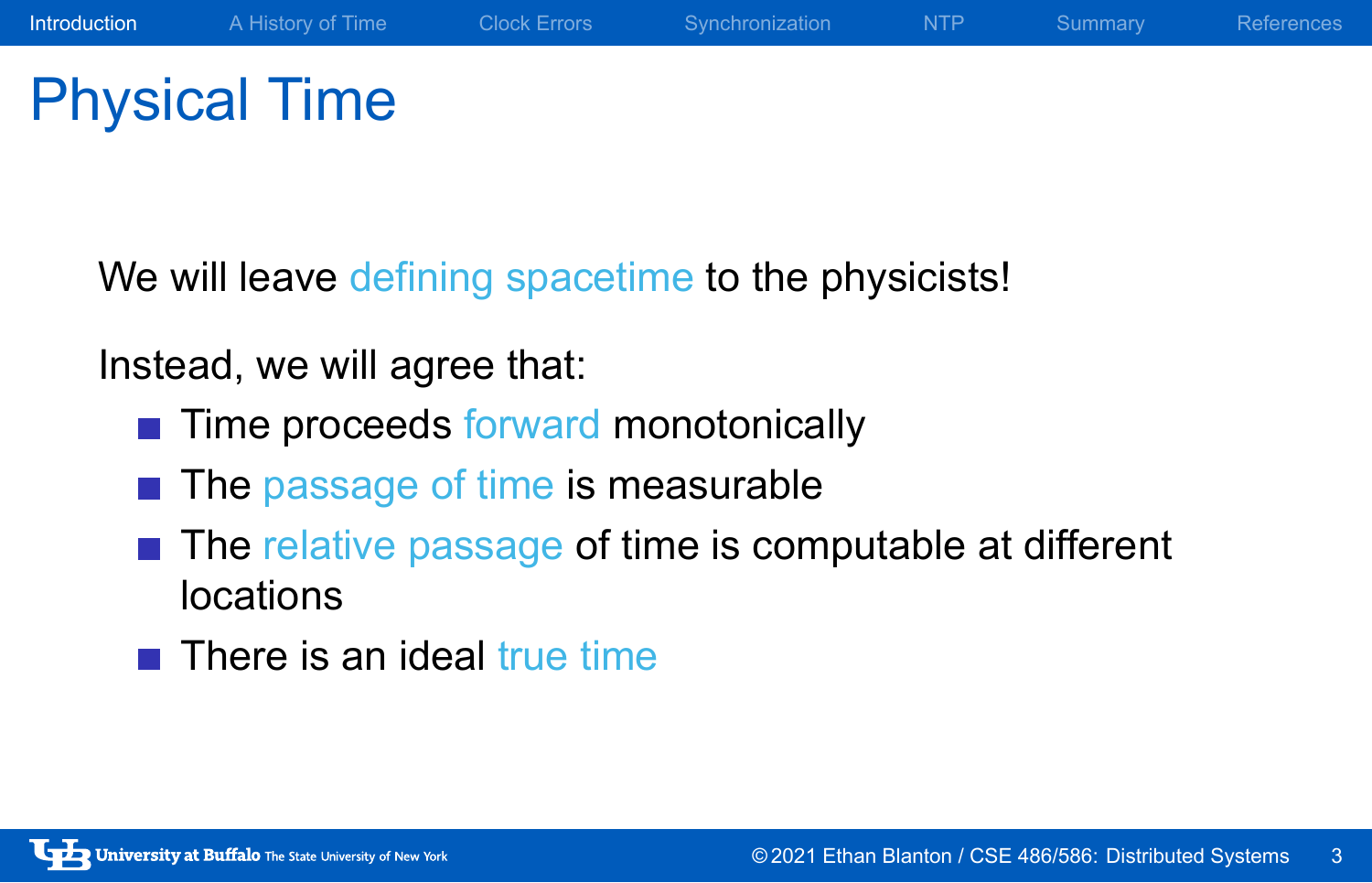# Physical Time

We will leave defining spacetime to the physicists!

Instead, we will agree that:

- Time proceeds forward monotonically
- The passage of time is measurable
- The relative passage of time is computable at different locations
- There is an ideal true time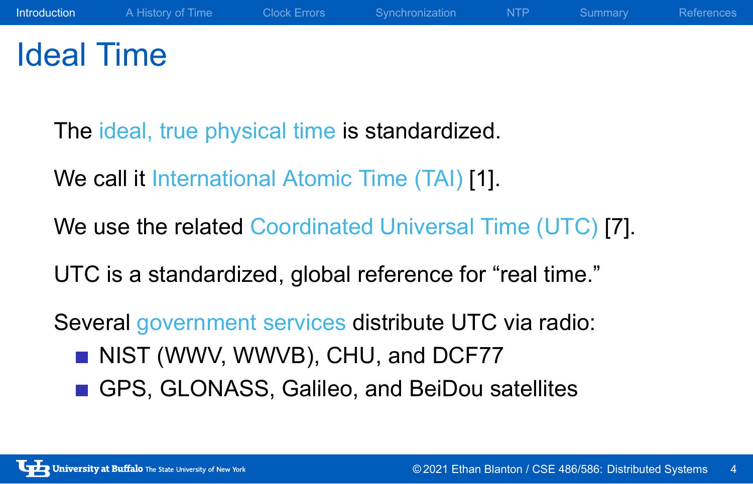# Ideal Time

The ideal, true physical time is standardized.

We call it International Atomic Time (TAI) [1].

We use the related Coordinated Universal Time (UTC) [7].

UTC is a standardized, global reference for "real time."

Several government services distribute UTC via radio:

- NIST (WWV, WWVB), CHU, and DCF77
- GPS, GLONASS, Galileo, and BeiDou satellites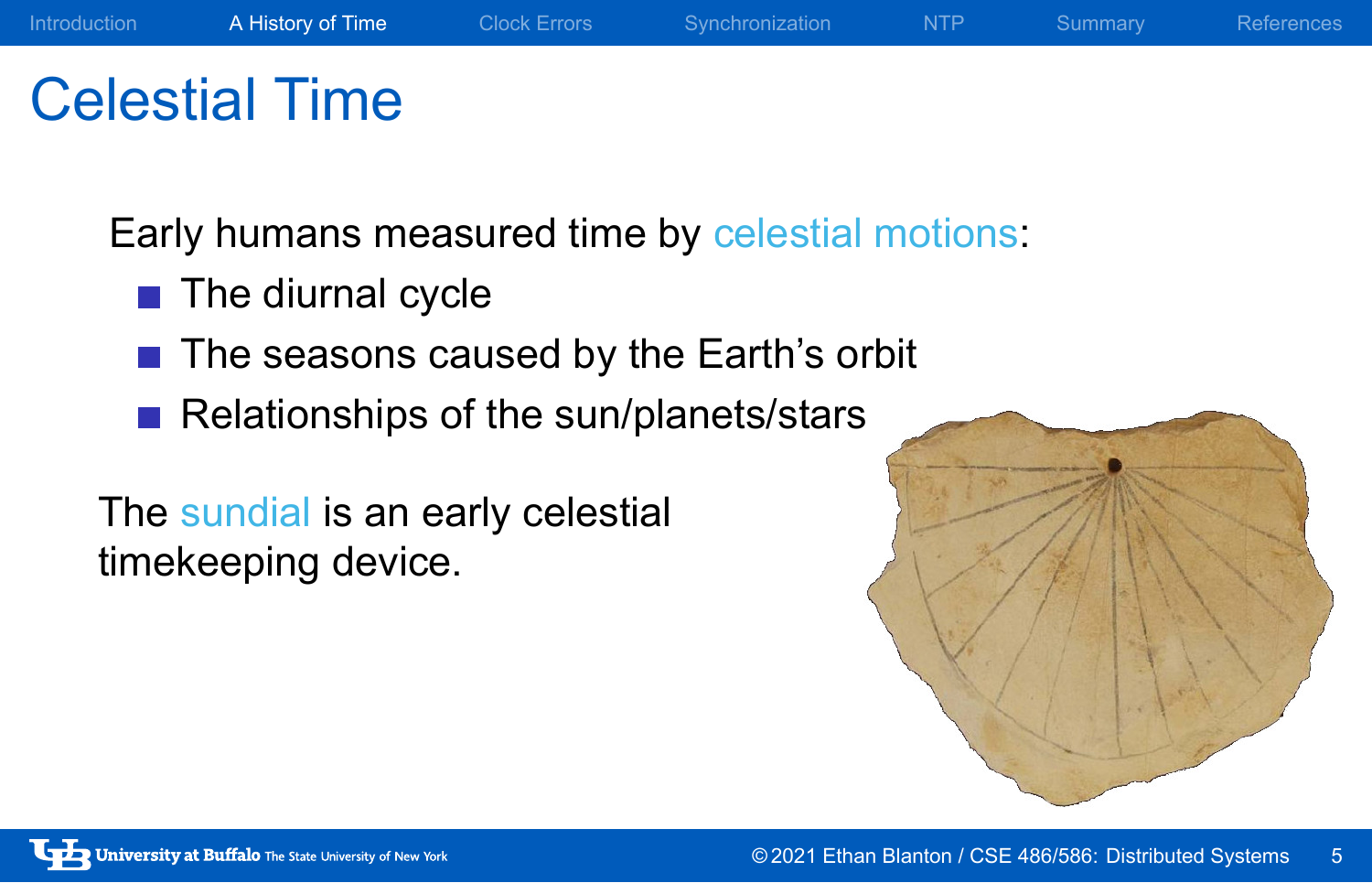# Celestial Time

Early humans measured time by celestial motions:

- The diurnal cycle
- The seasons caused by the Earth's orbit
- Relationships of the sun/planets/stars

The sundial is an early celestial timekeeping device.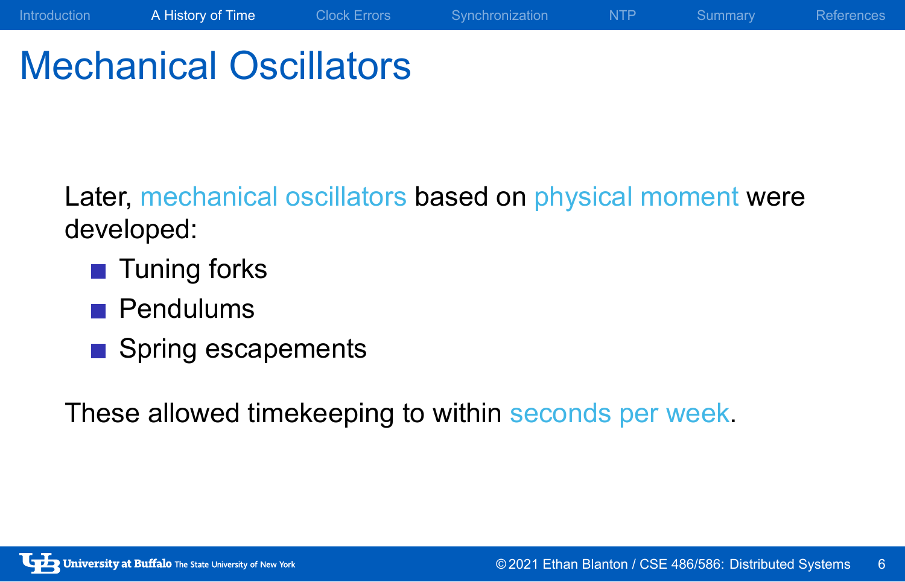# Mechanical Oscillators

Later, mechanical oscillators based on physical moment were developed:

- Tuning forks
- Pendulums
- Spring escapements

These allowed timekeeping to within seconds per week.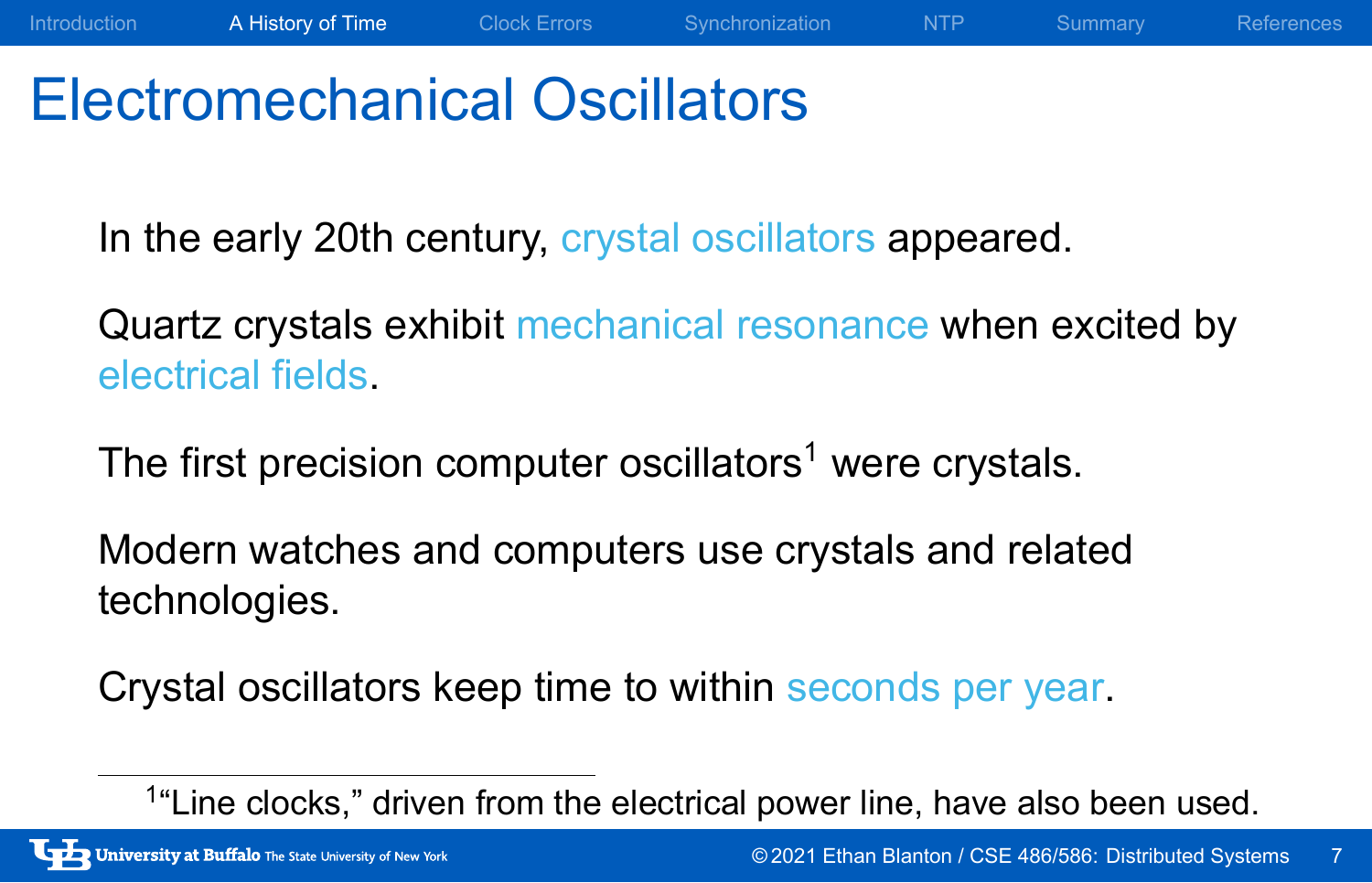# Electromechanical Oscillators

In the early 20th century, crystal oscillators appeared.

Quartz crystals exhibit mechanical resonance when excited by electrical fields.

The first precision computer oscillators[1] were crystals.

Modern watches and computers use crystals and related technologies.

Crystal oscillators keep time to within seconds per year.

---

[1] "Line clocks," driven from the electrical power line, have also been used.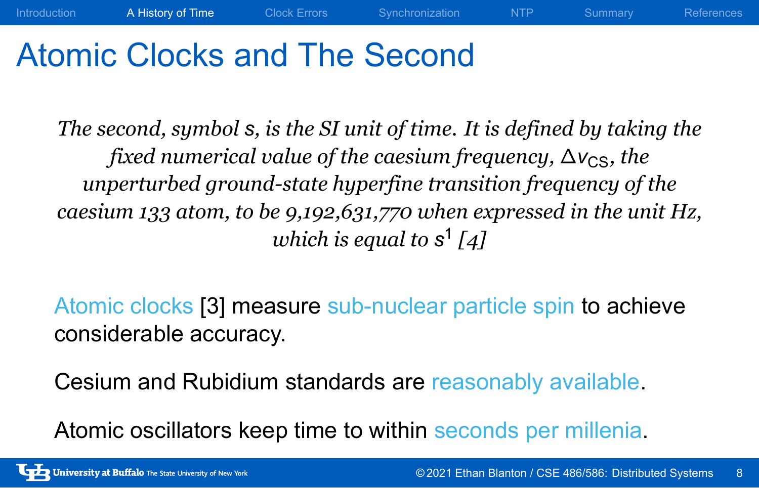# Atomic Clocks and The Second

*The second, symbol s, is the SI unit of time. It is defined by taking the fixed numerical value of the caesium frequency, $\Delta\nu_{CS}$, the unperturbed ground-state hyperfine transition frequency of the caesium 133 atom, to be 9,192,631,770 when expressed in the unit Hz, which is equal to $s^1$ [4]*

Atomic clocks [3] measure sub-nuclear particle spin to achieve considerable accuracy.

Cesium and Rubidium standards are reasonably available.

Atomic oscillators keep time to within seconds per millenia.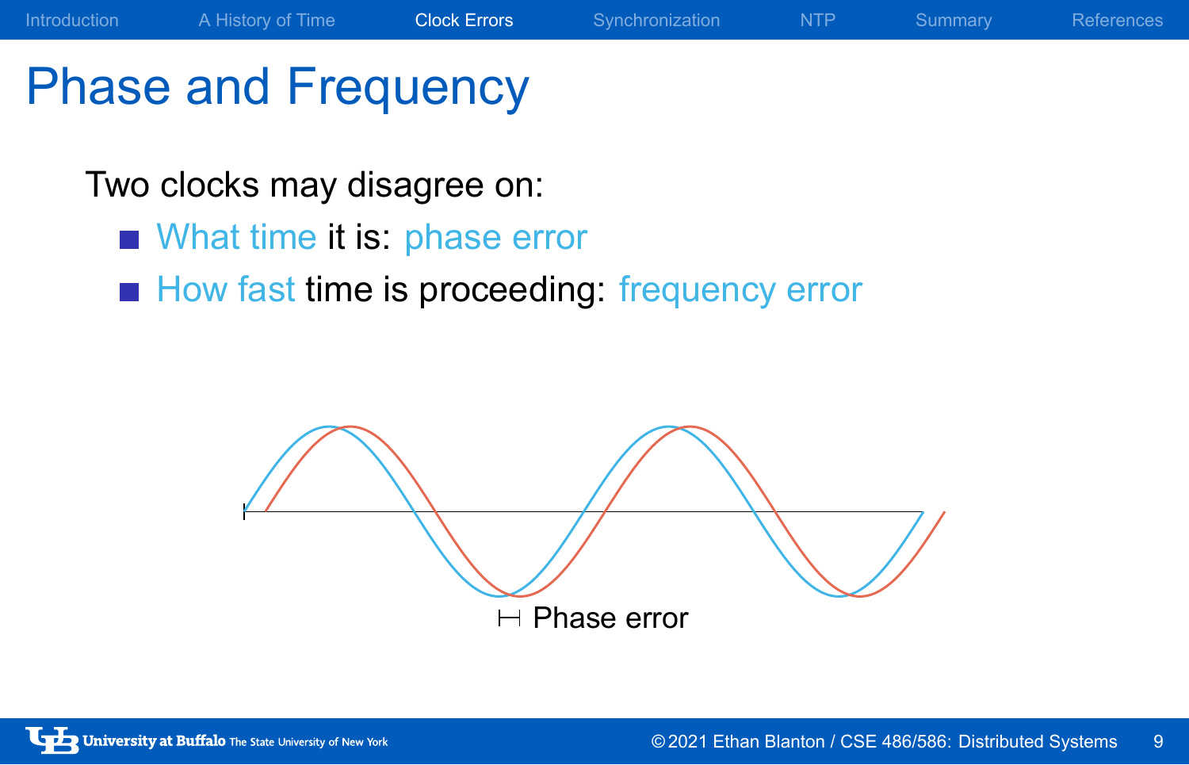# Phase and Frequency

Two clocks may disagree on:

- What time it is: phase error
- How fast time is proceeding: frequency error

Phase error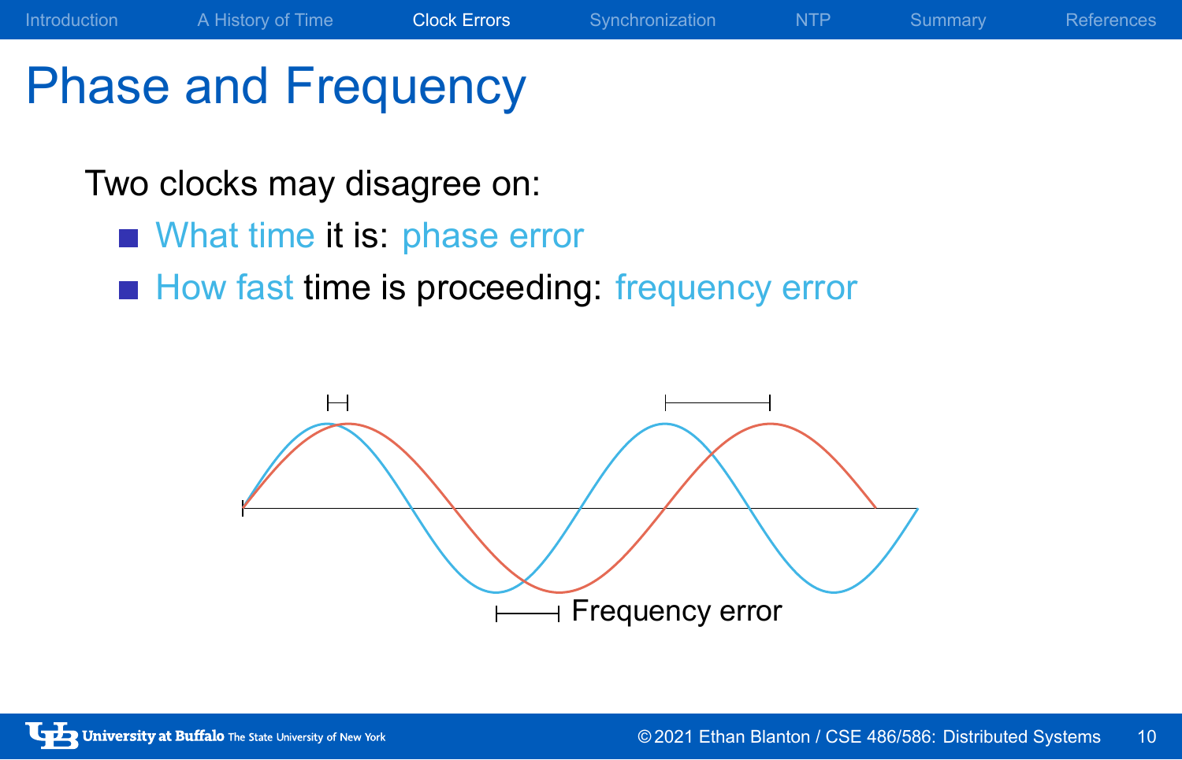# Phase and Frequency

Two clocks may disagree on:

- What time it is: phase error
- How fast time is proceeding: frequency error

Frequency error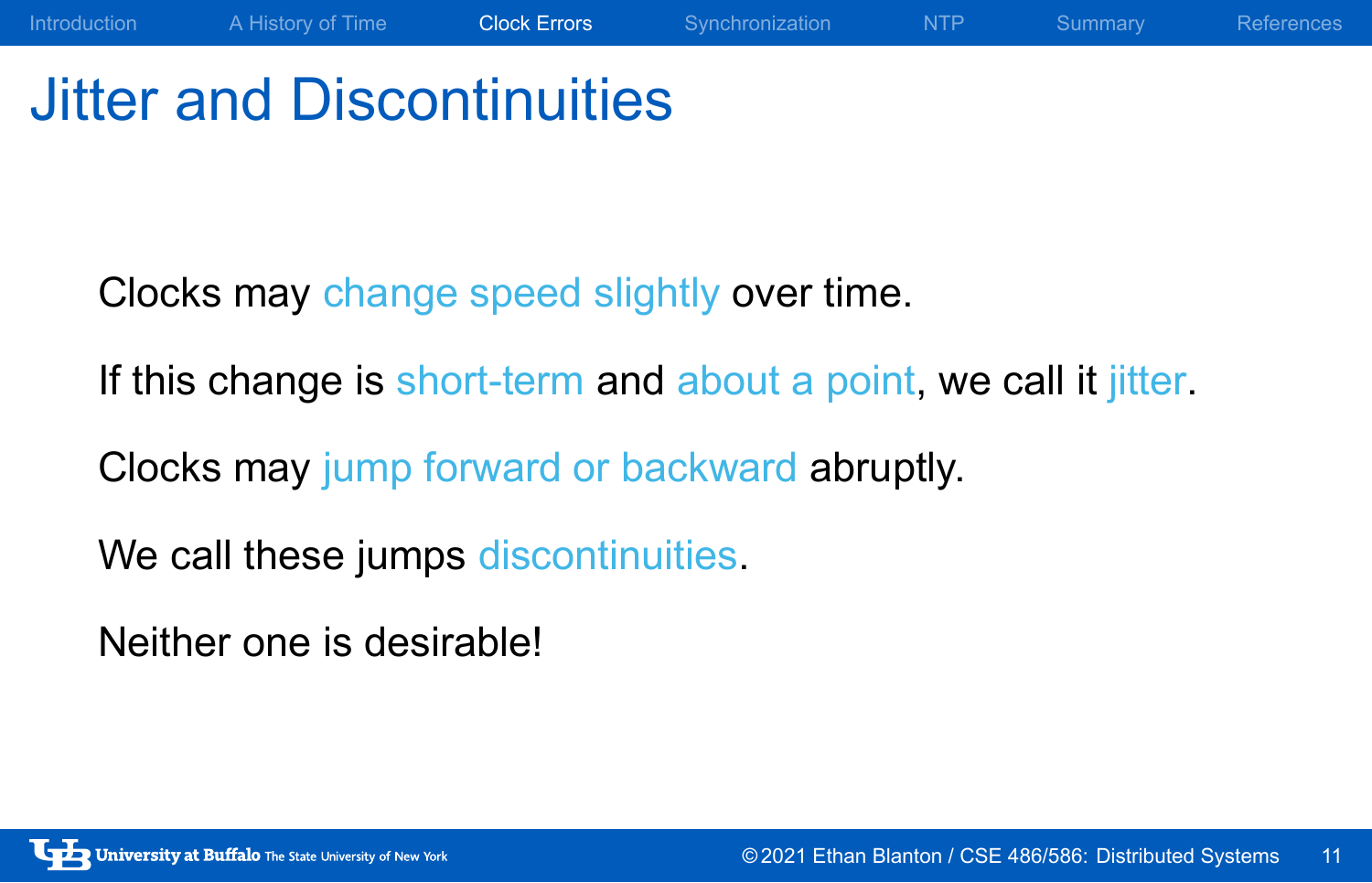# Jitter and Discontinuities

Clocks may change speed slightly over time.

If this change is short-term and about a point, we call it jitter.

Clocks may jump forward or backward abruptly.

We call these jumps discontinuities.

Neither one is desirable!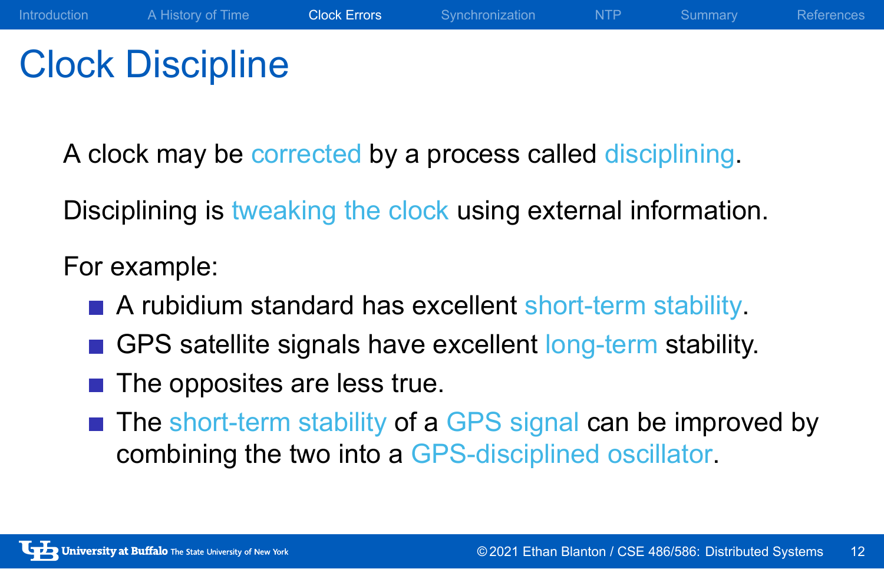# Clock Discipline

A clock may be corrected by a process called disciplining.

Disciplining is tweaking the clock using external information.

For example:

- A rubidium standard has excellent short-term stability.
- GPS satellite signals have excellent long-term stability.
- The opposites are less true.
- The short-term stability of a GPS signal can be improved by combining the two into a GPS-disciplined oscillator.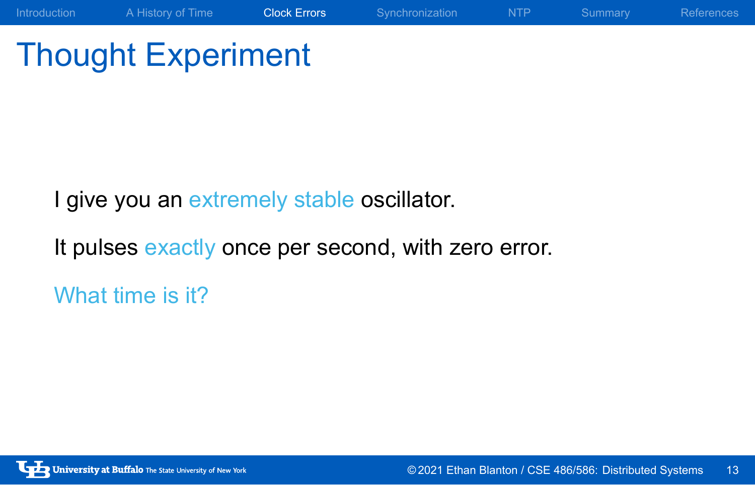# Thought Experiment

I give you an extremely stable oscillator.

It pulses exactly once per second, with zero error.

What time is it?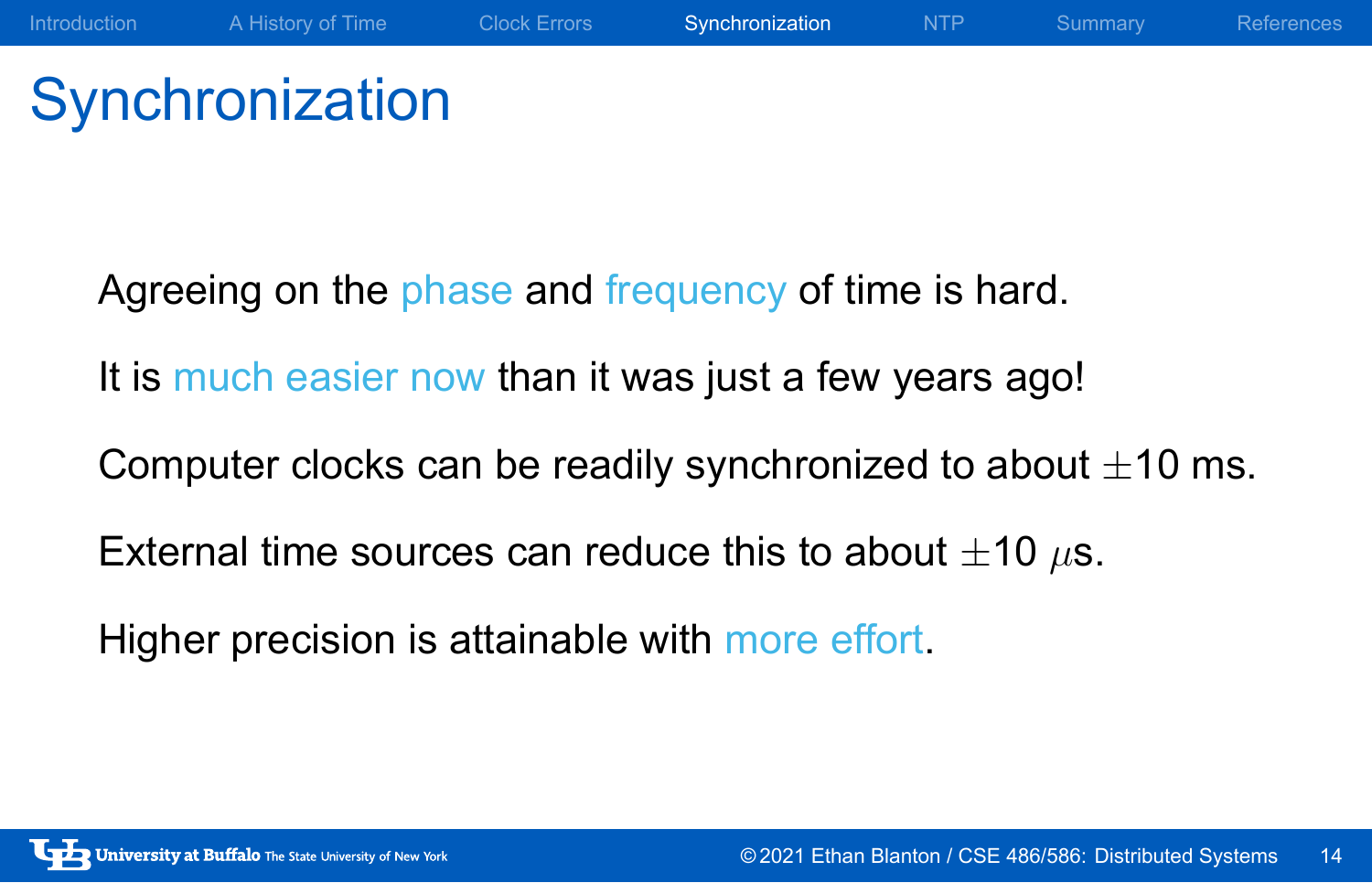# Synchronization

Agreeing on the phase and frequency of time is hard.

It is much easier now than it was just a few years ago!

Computer clocks can be readily synchronized to about $\pm$10 ms.

External time sources can reduce this to about $\pm$10 $\mu$s.

Higher precision is attainable with more effort.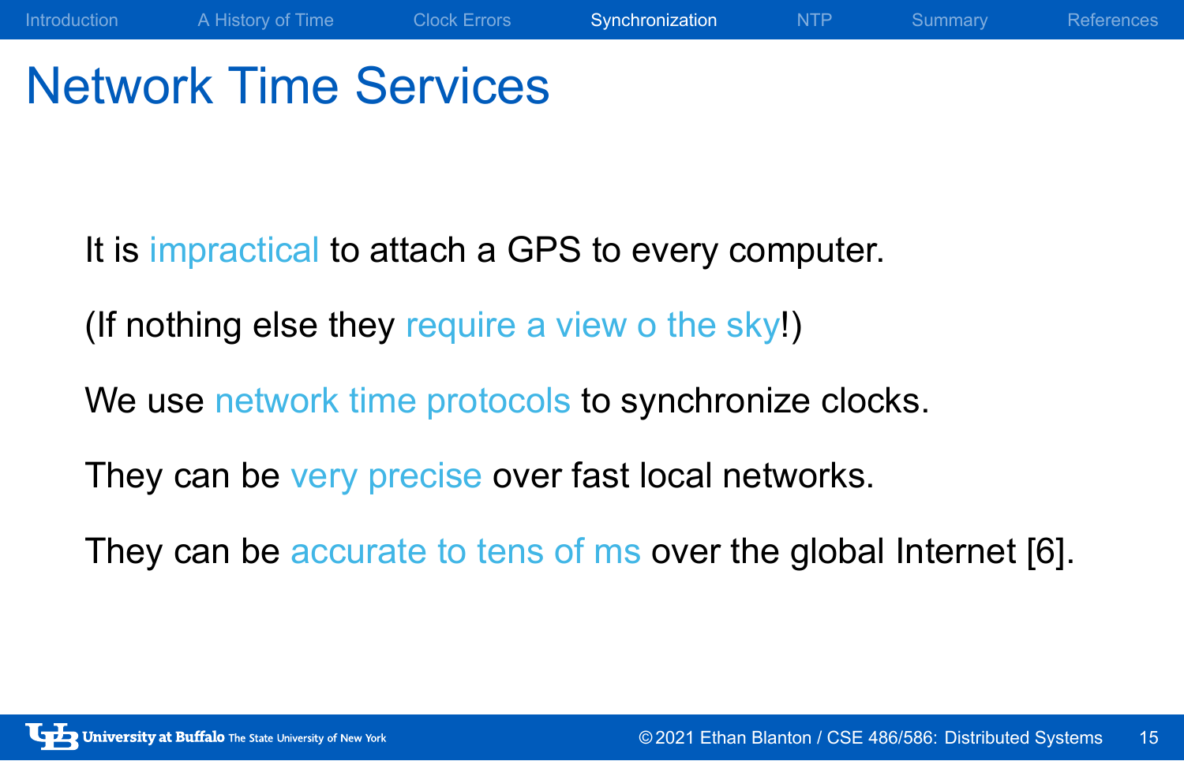# Network Time Services

It is impractical to attach a GPS to every computer.

(If nothing else they require a view o the sky!)

We use network time protocols to synchronize clocks.

They can be very precise over fast local networks.

They can be accurate to tens of ms over the global Internet [6].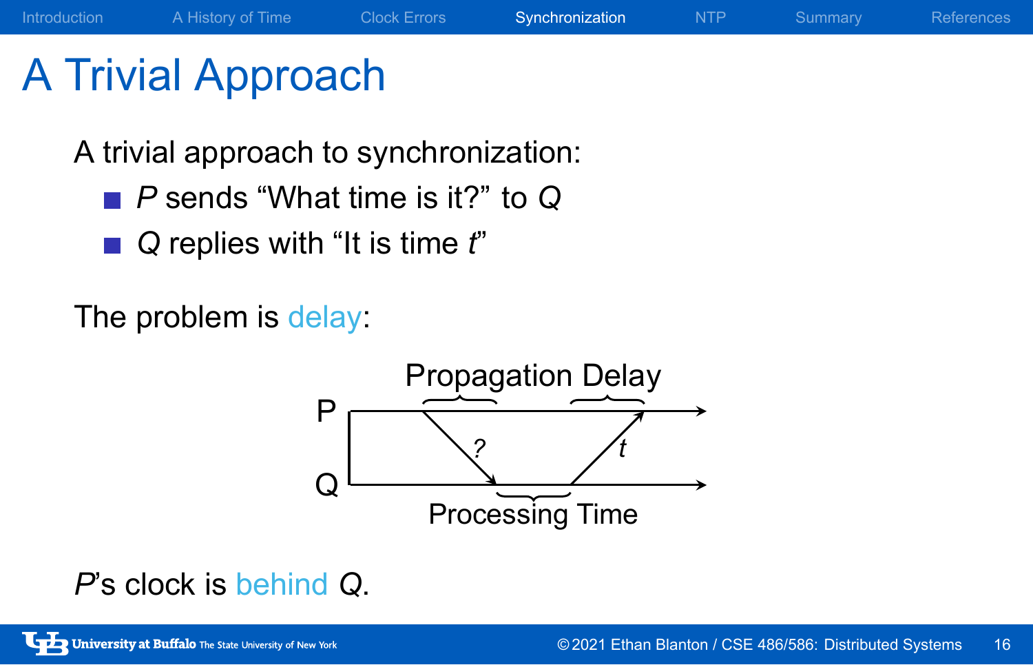# A Trivial Approach

A trivial approach to synchronization:

- *P* sends "What time is it?" to *Q*
- *Q* replies with "It is time *t*"

The problem is delay:

Propagation Delay

P

?

*t*

Q

Processing Time

*P*'s clock is behind *Q*.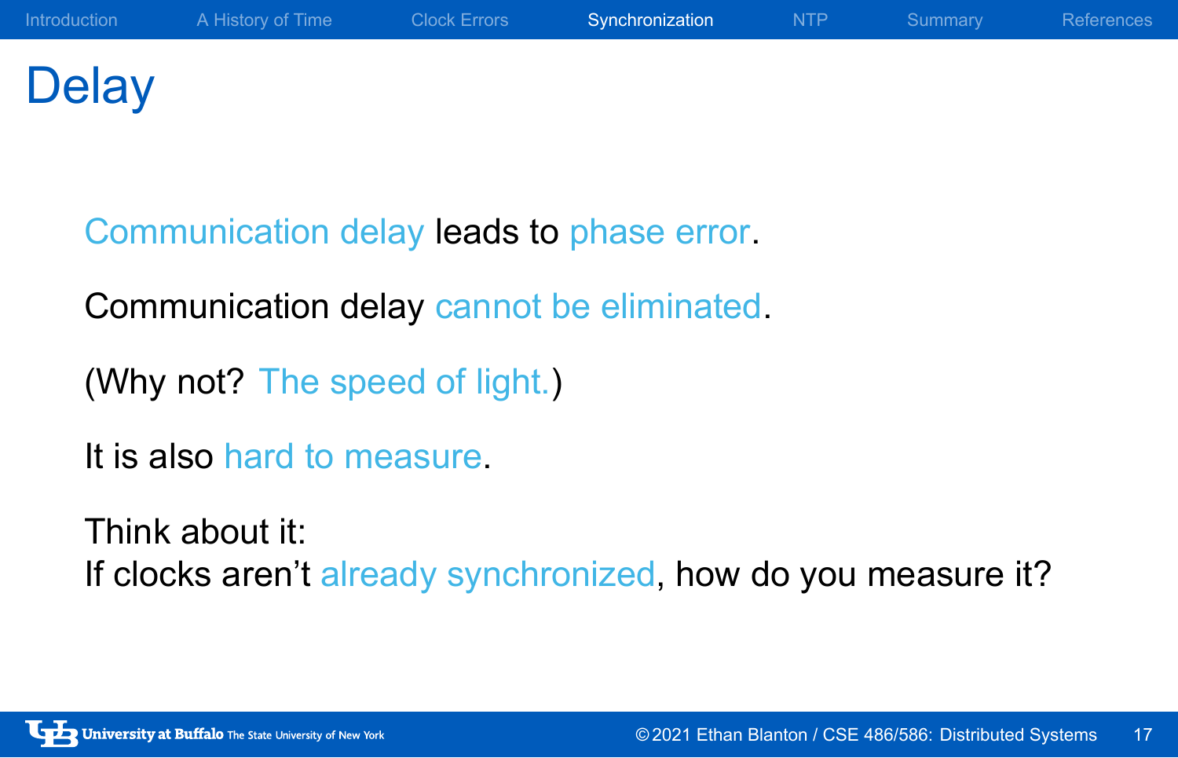# Delay

Communication delay leads to phase error.

Communication delay cannot be eliminated.

(Why not? The speed of light.)

It is also hard to measure.

Think about it:
If clocks aren't already synchronized, how do you measure it?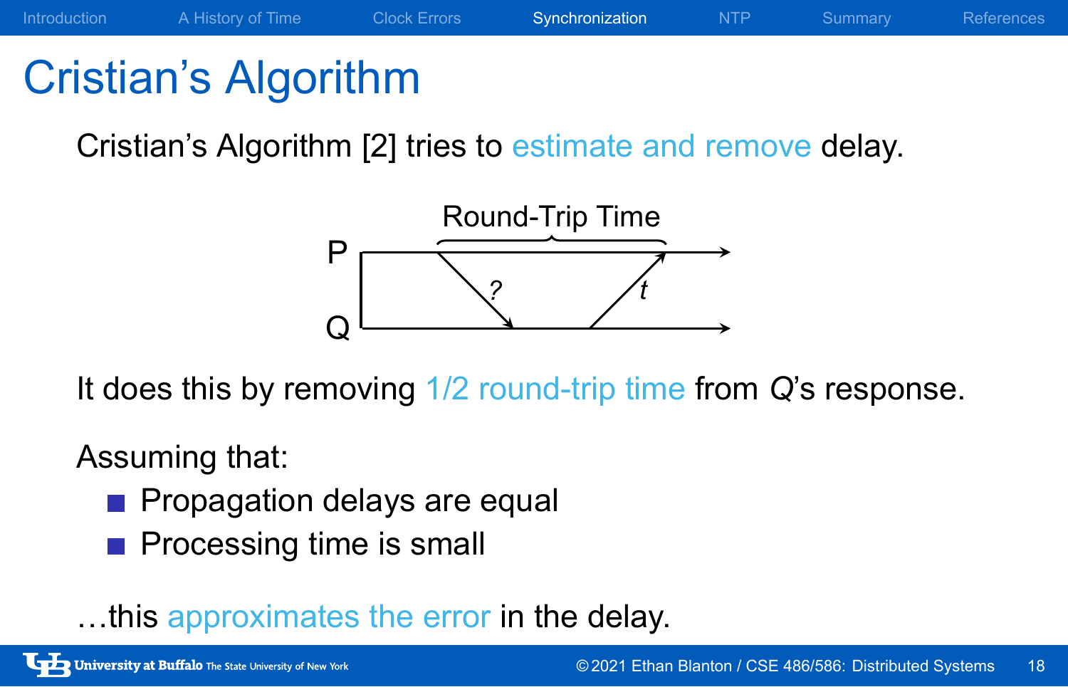# Cristian's Algorithm

Cristian's Algorithm [2] tries to estimate and remove delay.

It does this by removing 1/2 round-trip time from *Q*'s response.

Assuming that:

- Propagation delays are equal
- Processing time is small

…this approximates the error in the delay.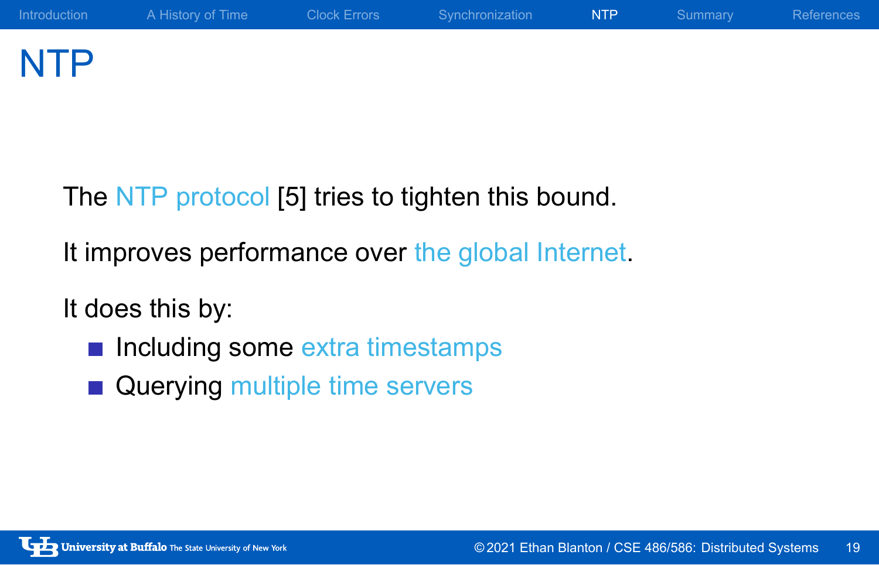# NTP

The NTP protocol [5] tries to tighten this bound.

It improves performance over the global Internet.

It does this by:

- Including some extra timestamps
- Querying multiple time servers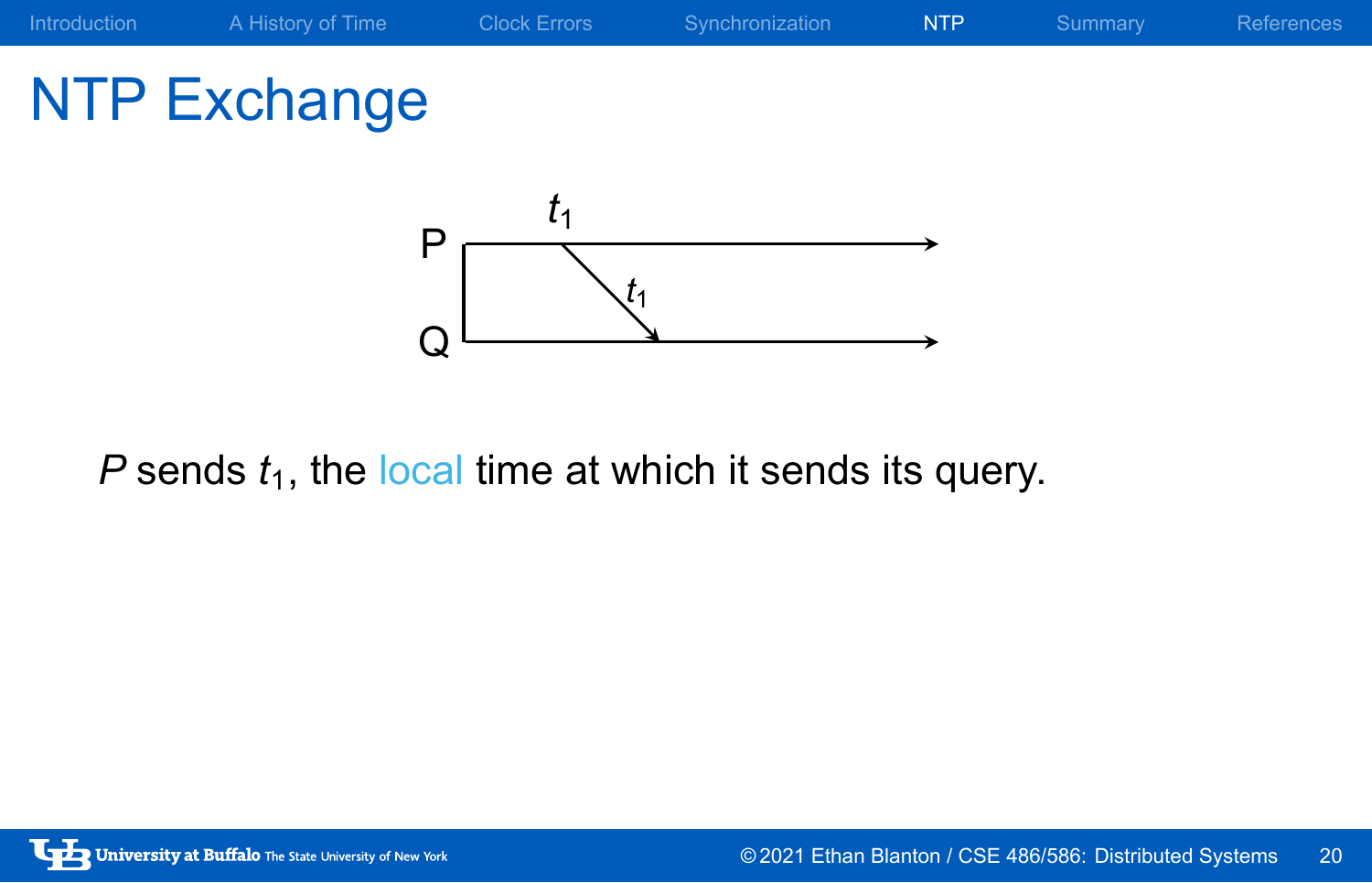# NTP Exchange

P

Q

$t_1$

$t_1$

$P$ sends $t_1$, the local time at which it sends its query.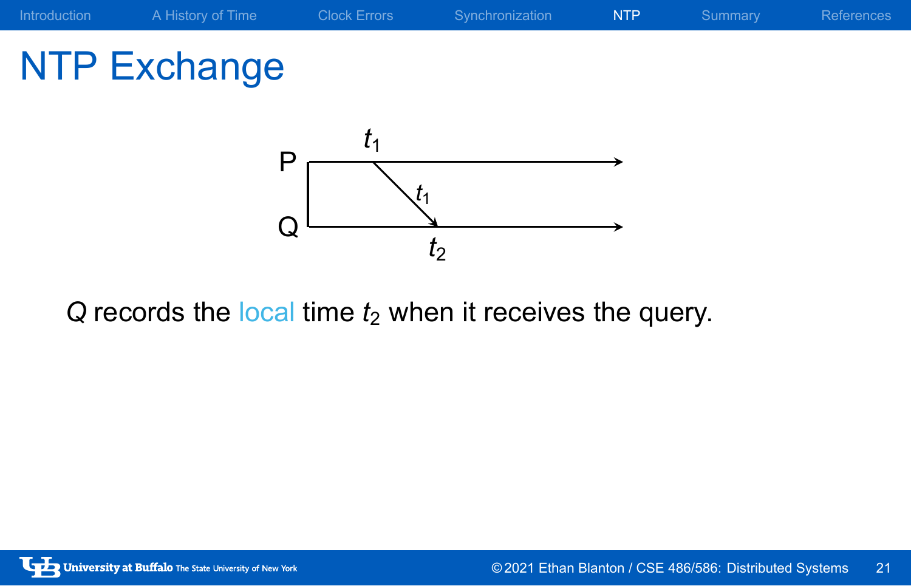# NTP Exchange

P $t_1$

$t_1$

Q $t_2$

$Q$ records the local time $t_2$ when it receives the query.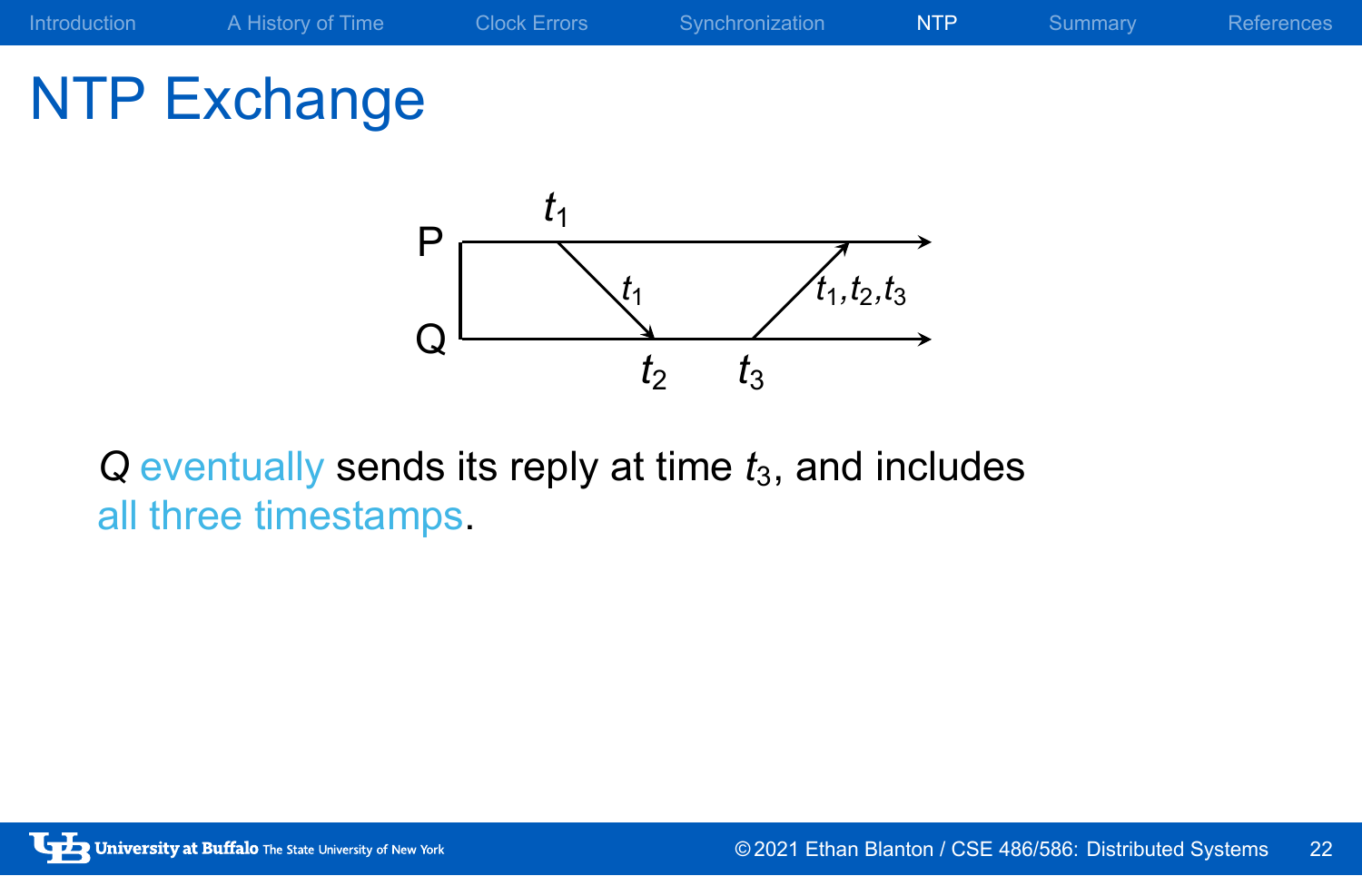# NTP Exchange

$Q$ eventually sends its reply at time $t_3$, and includes all three timestamps.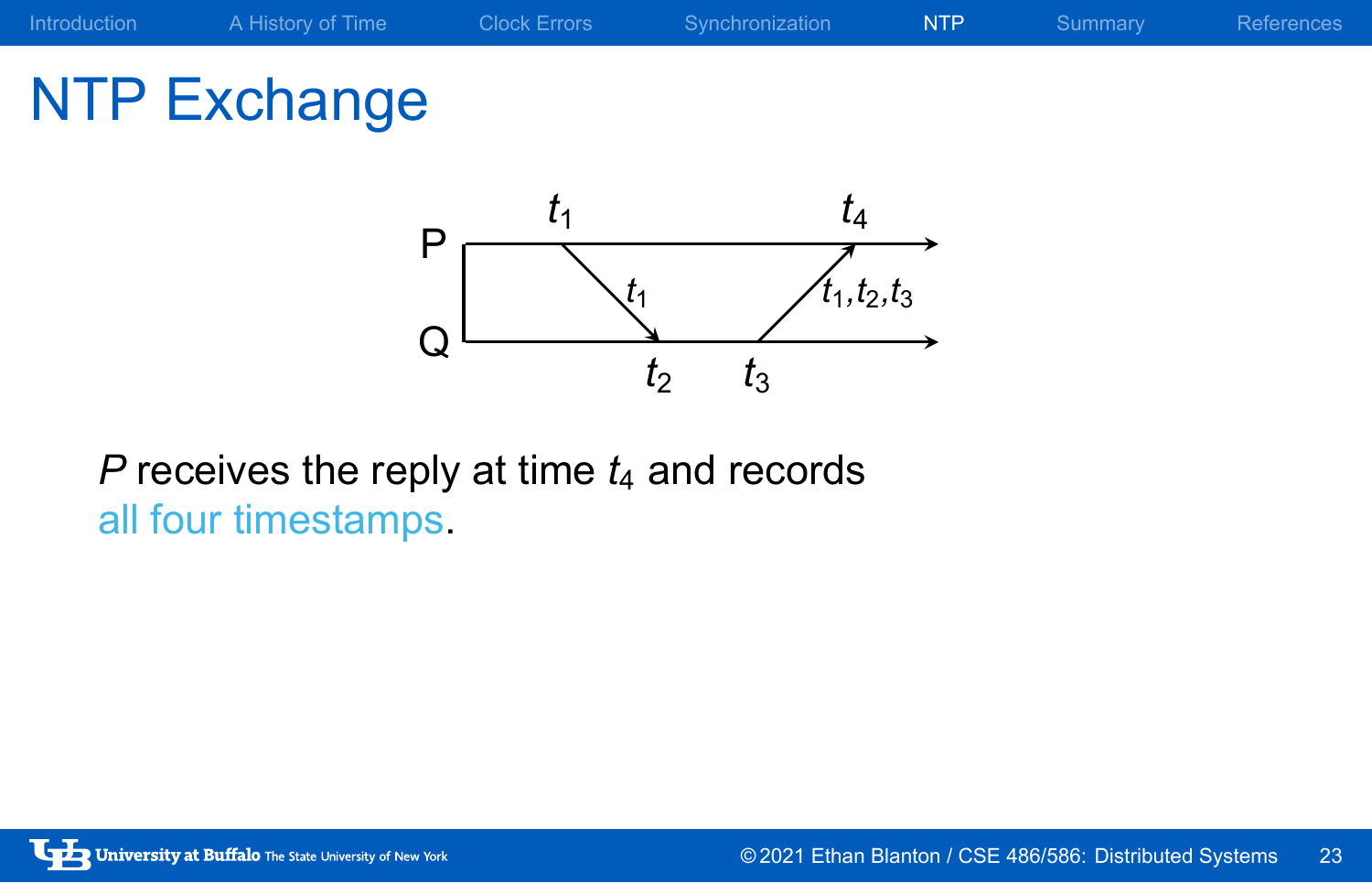# NTP Exchange

P $t_1$ $t_4$

$t_1$ $t_1, t_2, t_3$

Q $t_2$ $t_3$

*P* receives the reply at time $t_4$ and records all four timestamps.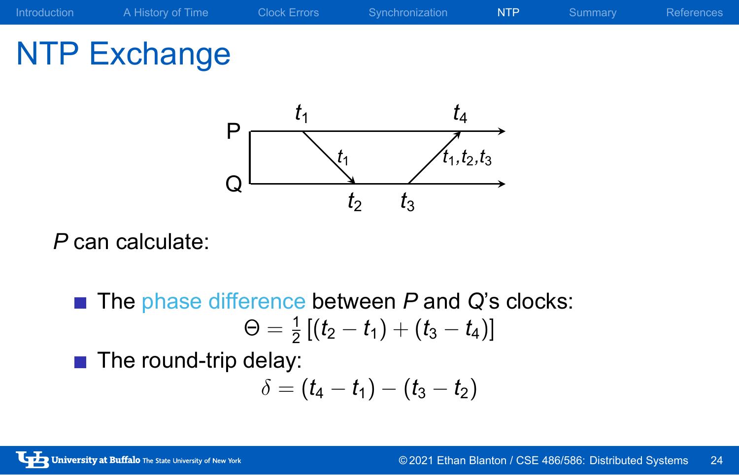# NTP Exchange

P can calculate:

- The phase difference between *P* and *Q*'s clocks:

$$\Theta = \frac{1}{2}\left[(t_2 - t_1) + (t_3 - t_4)\right]$$

- The round-trip delay:

$$\delta = (t_4 - t_1) - (t_3 - t_2)$$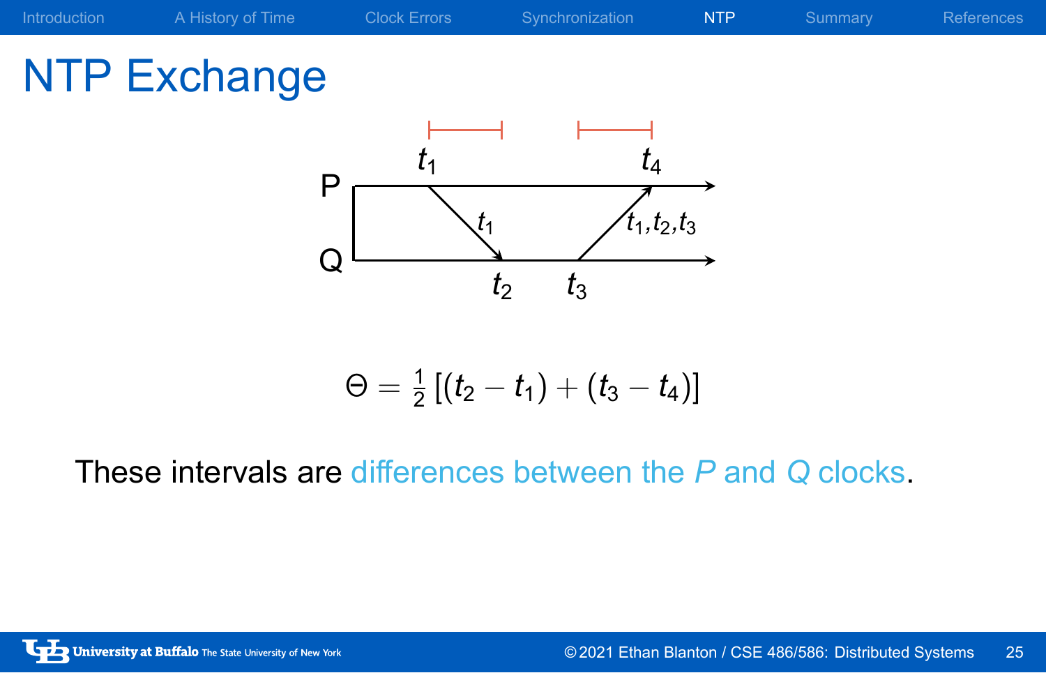# NTP Exchange

$$\Theta = \frac{1}{2}\left[(t_2 - t_1) + (t_3 - t_4)\right]$$

These intervals are differences between the *P* and *Q* clocks.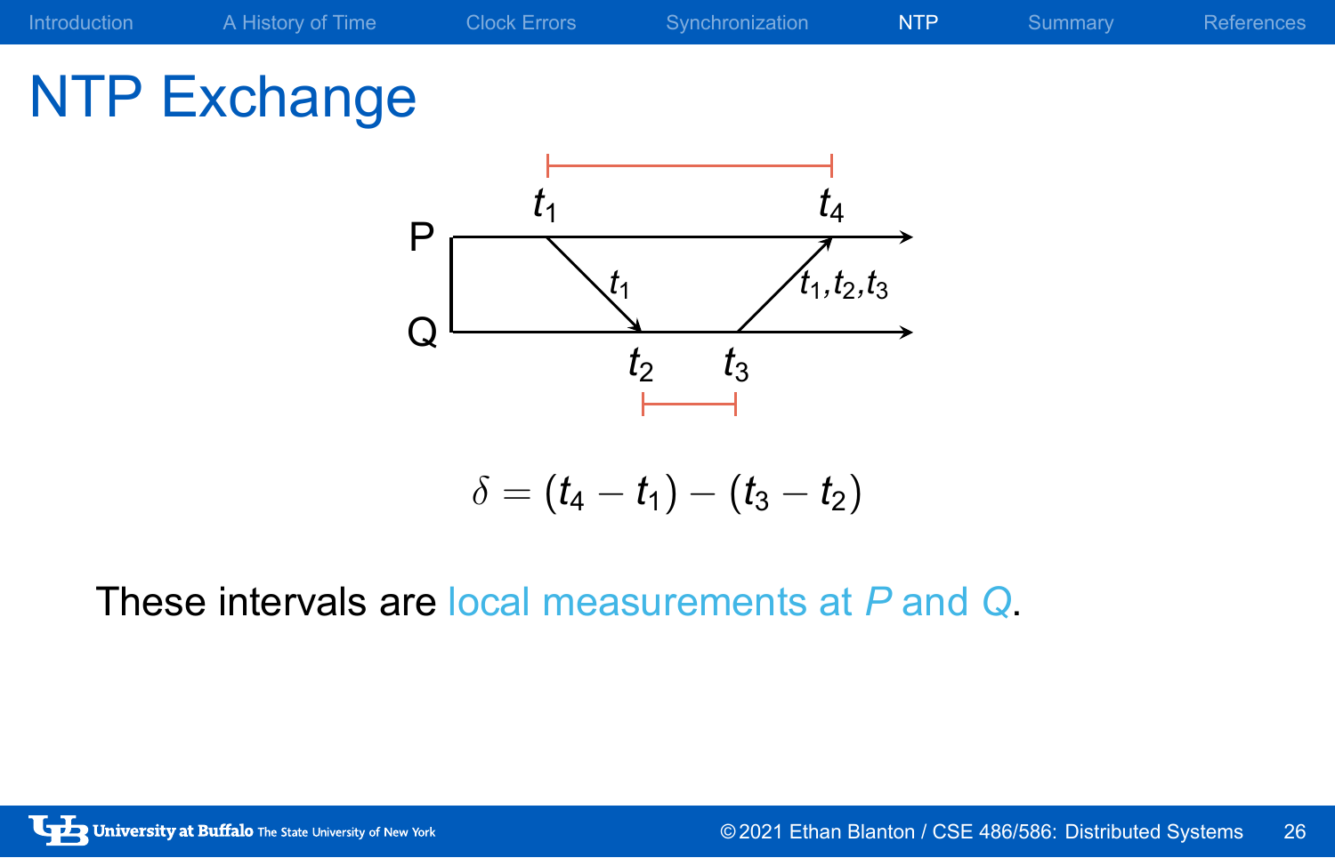# NTP Exchange

$$\delta = (t_4 - t_1) - (t_3 - t_2)$$

These intervals are local measurements at *P* and *Q*.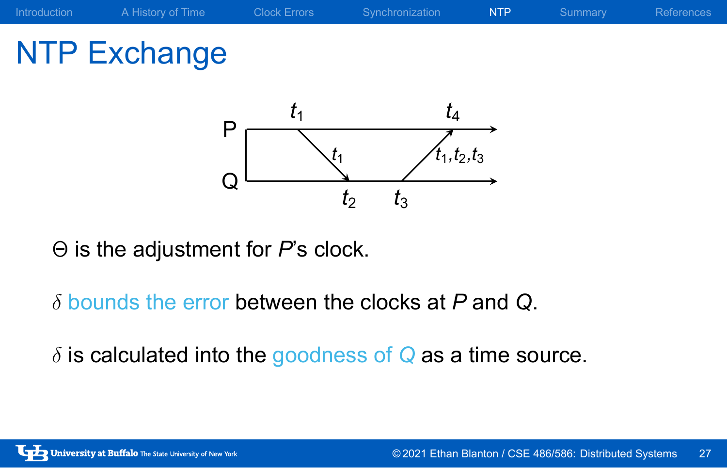# NTP Exchange

$\Theta$ is the adjustment for *P*'s clock.

$\delta$ bounds the error between the clocks at *P* and *Q*.

$\delta$ is calculated into the goodness of Q as a time source.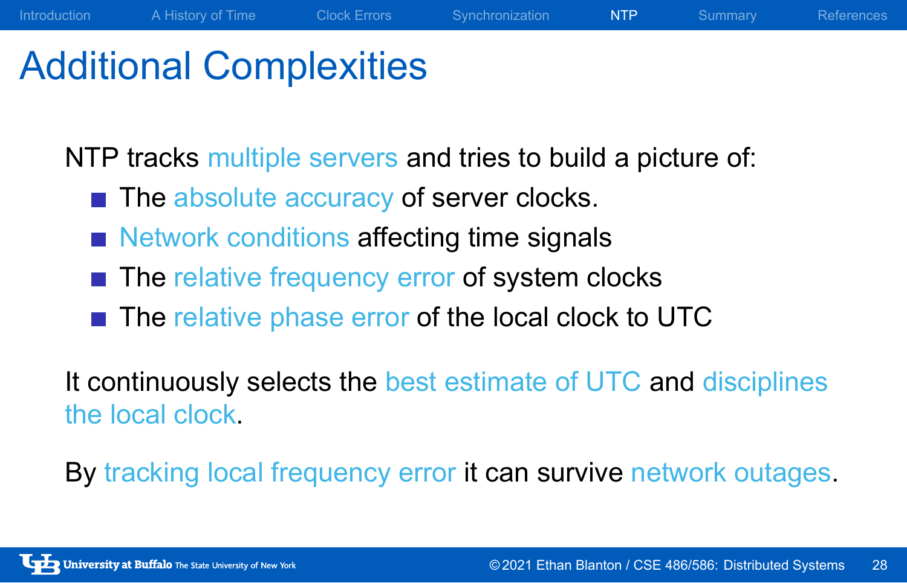# Additional Complexities

NTP tracks multiple servers and tries to build a picture of:

- The absolute accuracy of server clocks.
- Network conditions affecting time signals
- The relative frequency error of system clocks
- The relative phase error of the local clock to UTC

It continuously selects the best estimate of UTC and disciplines the local clock.

By tracking local frequency error it can survive network outages.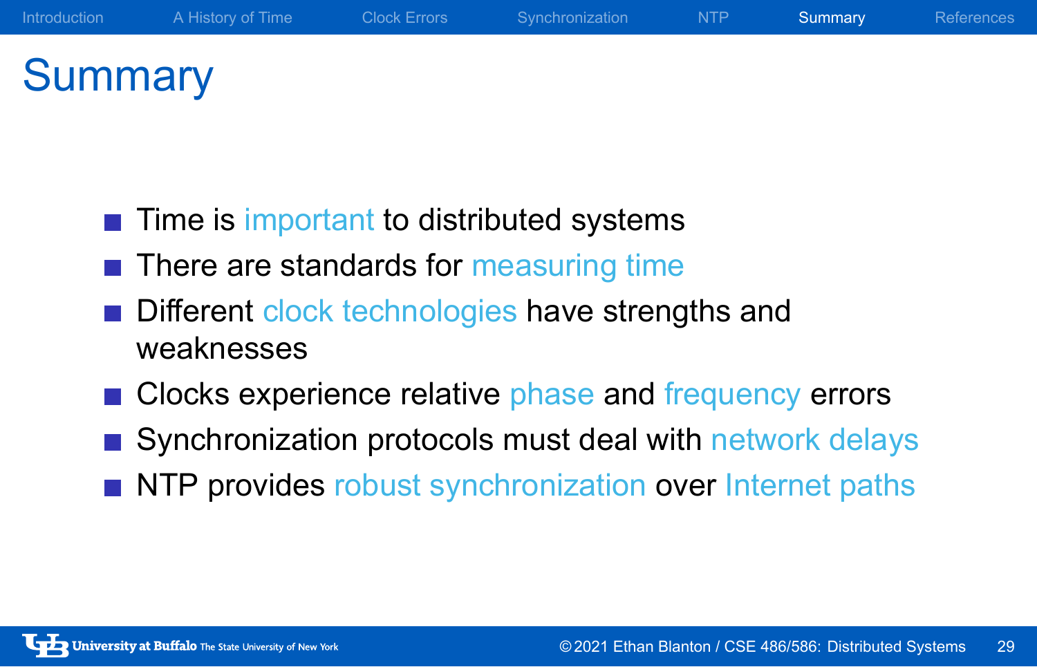# Summary

- Time is important to distributed systems
- There are standards for measuring time
- Different clock technologies have strengths and weaknesses
- Clocks experience relative phase and frequency errors
- Synchronization protocols must deal with network delays
- NTP provides robust synchronization over Internet paths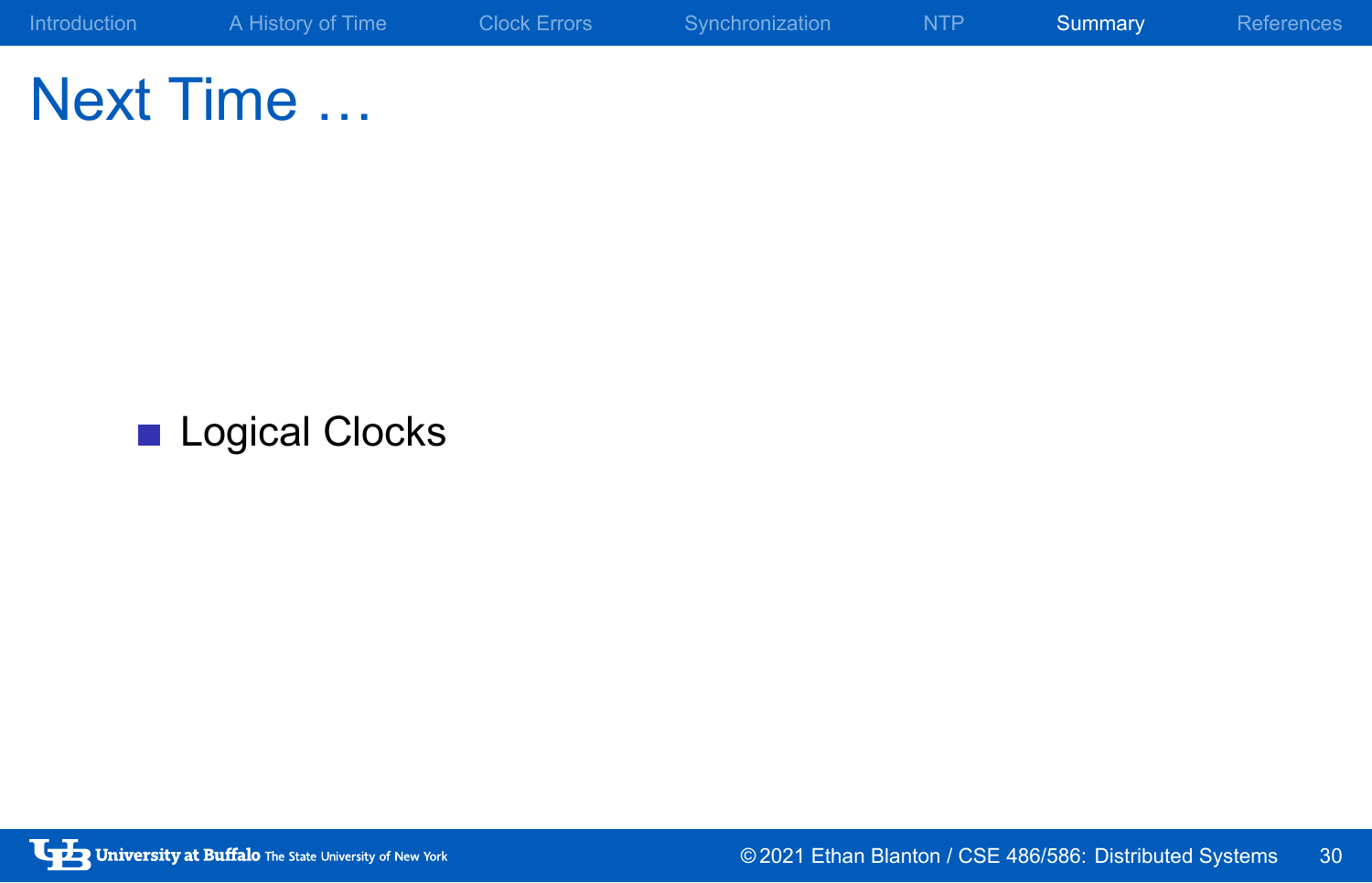# Next Time …

- Logical Clocks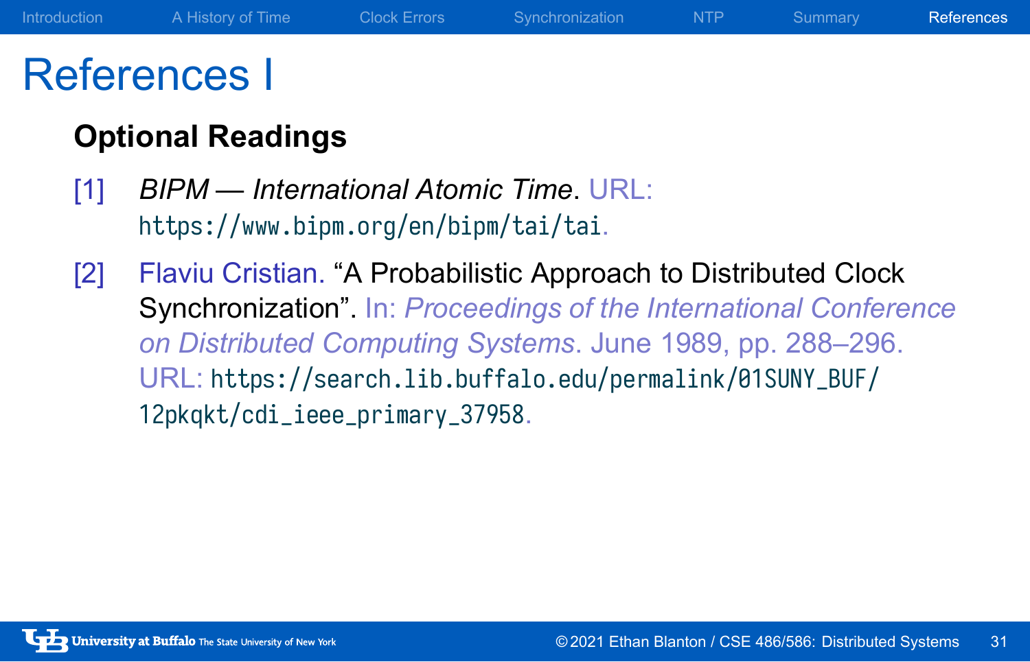# References I

## Optional Readings

[1] *BIPM — International Atomic Time*. URL: https://www.bipm.org/en/bipm/tai/tai.

[2] Flaviu Cristian. "A Probabilistic Approach to Distributed Clock Synchronization". In: *Proceedings of the International Conference on Distributed Computing Systems*. June 1989, pp. 288–296. URL: https://search.lib.buffalo.edu/permalink/01SUNY_BUF/12pkqkt/cdi_ieee_primary_37958.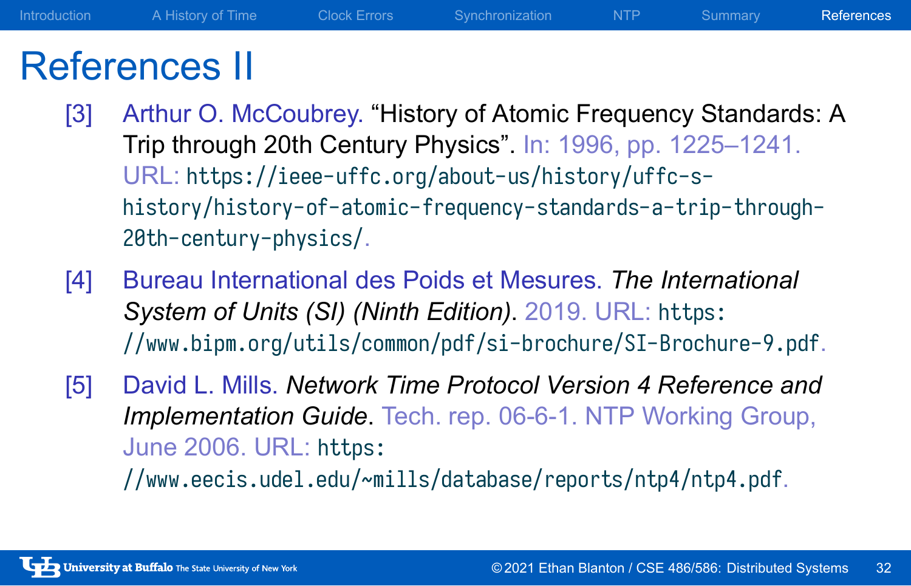# References II

[3] Arthur O. McCoubrey. "History of Atomic Frequency Standards: A Trip through 20th Century Physics". In: 1996, pp. 1225–1241. URL: https://ieee-uffc.org/about-us/history/uffc-s-history/history-of-atomic-frequency-standards-a-trip-through-20th-century-physics/.

[4] Bureau International des Poids et Mesures. *The International System of Units (SI) (Ninth Edition)*. 2019. URL: https://www.bipm.org/utils/common/pdf/si-brochure/SI-Brochure-9.pdf.

[5] David L. Mills. *Network Time Protocol Version 4 Reference and Implementation Guide*. Tech. rep. 06-6-1. NTP Working Group, June 2006. URL: https://www.eecis.udel.edu/~mills/database/reports/ntp4/ntp4.pdf.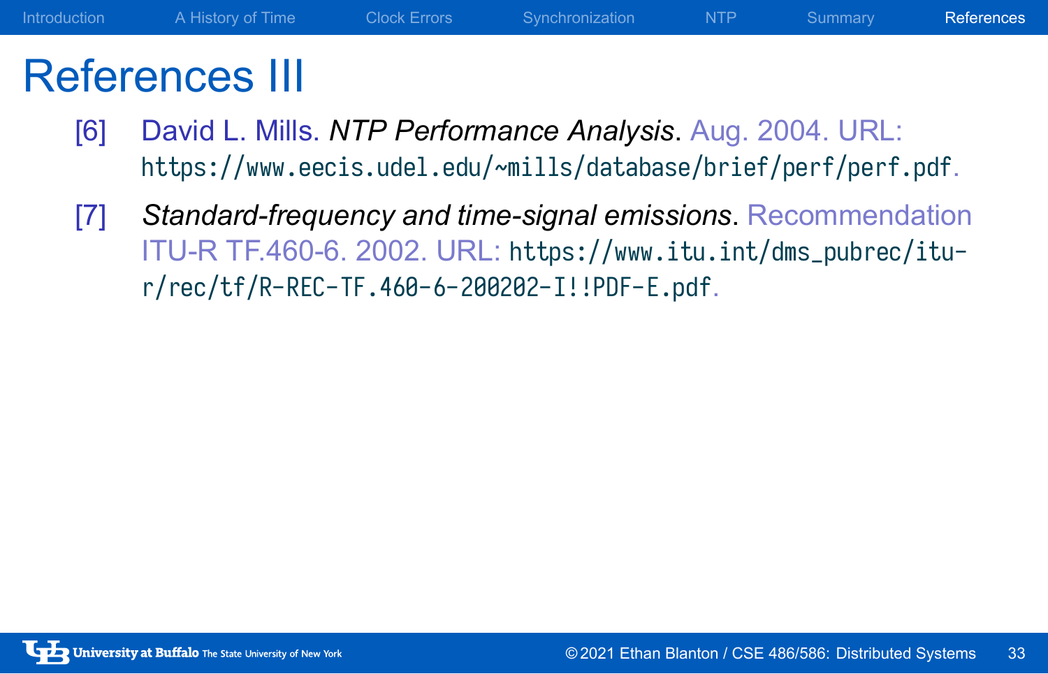# References III

[6] David L. Mills. *NTP Performance Analysis*. Aug. 2004. URL: https://www.eecis.udel.edu/~mills/database/brief/perf/perf.pdf.

[7] *Standard-frequency and time-signal emissions*. Recommendation ITU-R TF.460-6. 2002. URL: https://www.itu.int/dms_pubrec/itu-r/rec/tf/R-REC-TF.460-6-200202-I!!PDF-E.pdf.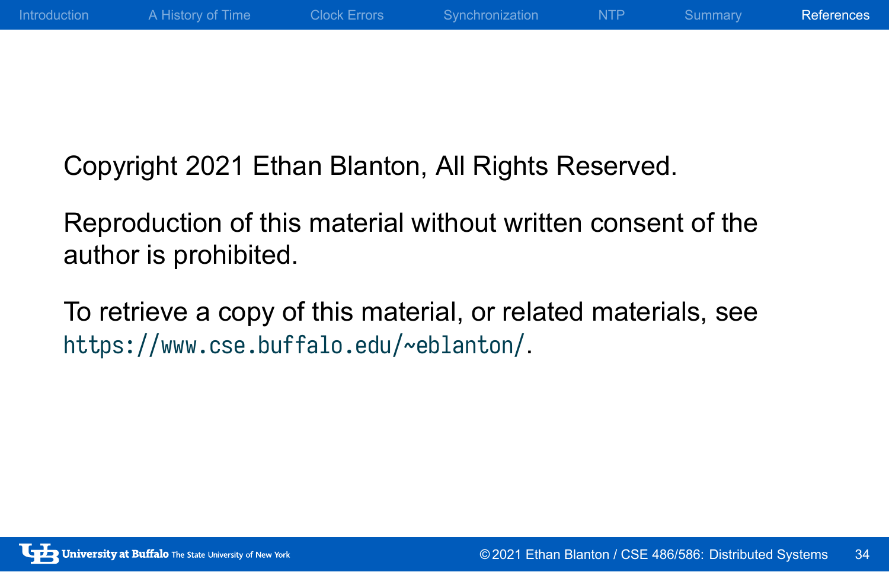Copyright 2021 Ethan Blanton, All Rights Reserved.

Reproduction of this material without written consent of the author is prohibited.

To retrieve a copy of this material, or related materials, see `https://www.cse.buffalo.edu/~eblanton/`.